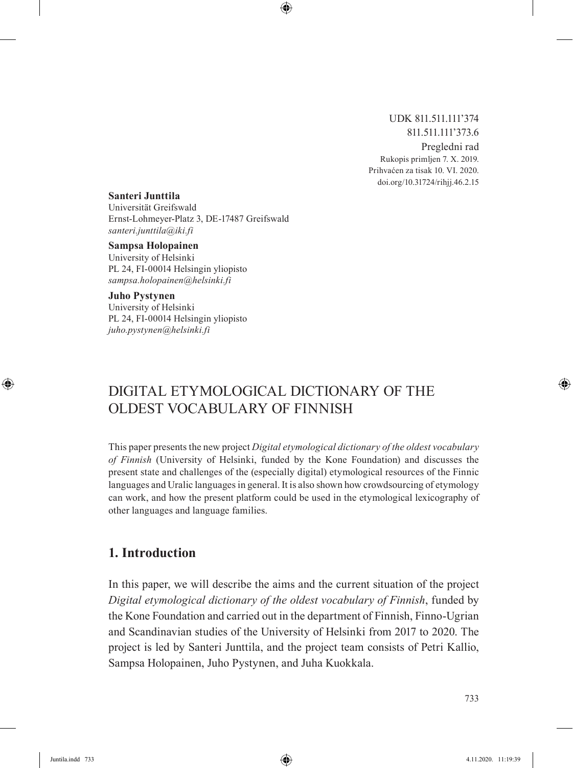UDK 811.511.111'374
811.511.111'373.6
Pregledni rad
Rukopis primljen 7. X. 2019.
Prihvaćen za tisak 10. VI. 2020.
doi.org/10.31724/rihjj.46.2.15

**Santeri Junttila**
Universität Greifswald
Ernst-Lohmeyer-Platz 3, DE-17487 Greifswald
*santeri.junttila@iki.fi*

**Sampsa Holopainen**
University of Helsinki
PL 24, FI-00014 Helsingin yliopisto
*sampsa.holopainen@helsinki.fi*

**Juho Pystynen**
University of Helsinki
PL 24, FI-00014 Helsingin yliopisto
*juho.pystynen@helsinki.fi*

# DIGITAL ETYMOLOGICAL DICTIONARY OF THE OLDEST VOCABULARY OF FINNISH

This paper presents the new project *Digital etymological dictionary of the oldest vocabulary of Finnish* (University of Helsinki, funded by the Kone Foundation) and discusses the present state and challenges of the (especially digital) etymological resources of the Finnic languages and Uralic languages in general. It is also shown how crowdsourcing of etymology can work, and how the present platform could be used in the etymological lexicography of other languages and language families.

## 1. Introduction

In this paper, we will describe the aims and the current situation of the project *Digital etymological dictionary of the oldest vocabulary of Finnish*, funded by the Kone Foundation and carried out in the department of Finnish, Finno-Ugrian and Scandinavian studies of the University of Helsinki from 2017 to 2020. The project is led by Santeri Junttila, and the project team consists of Petri Kallio, Sampsa Holopainen, Juho Pystynen, and Juha Kuokkala.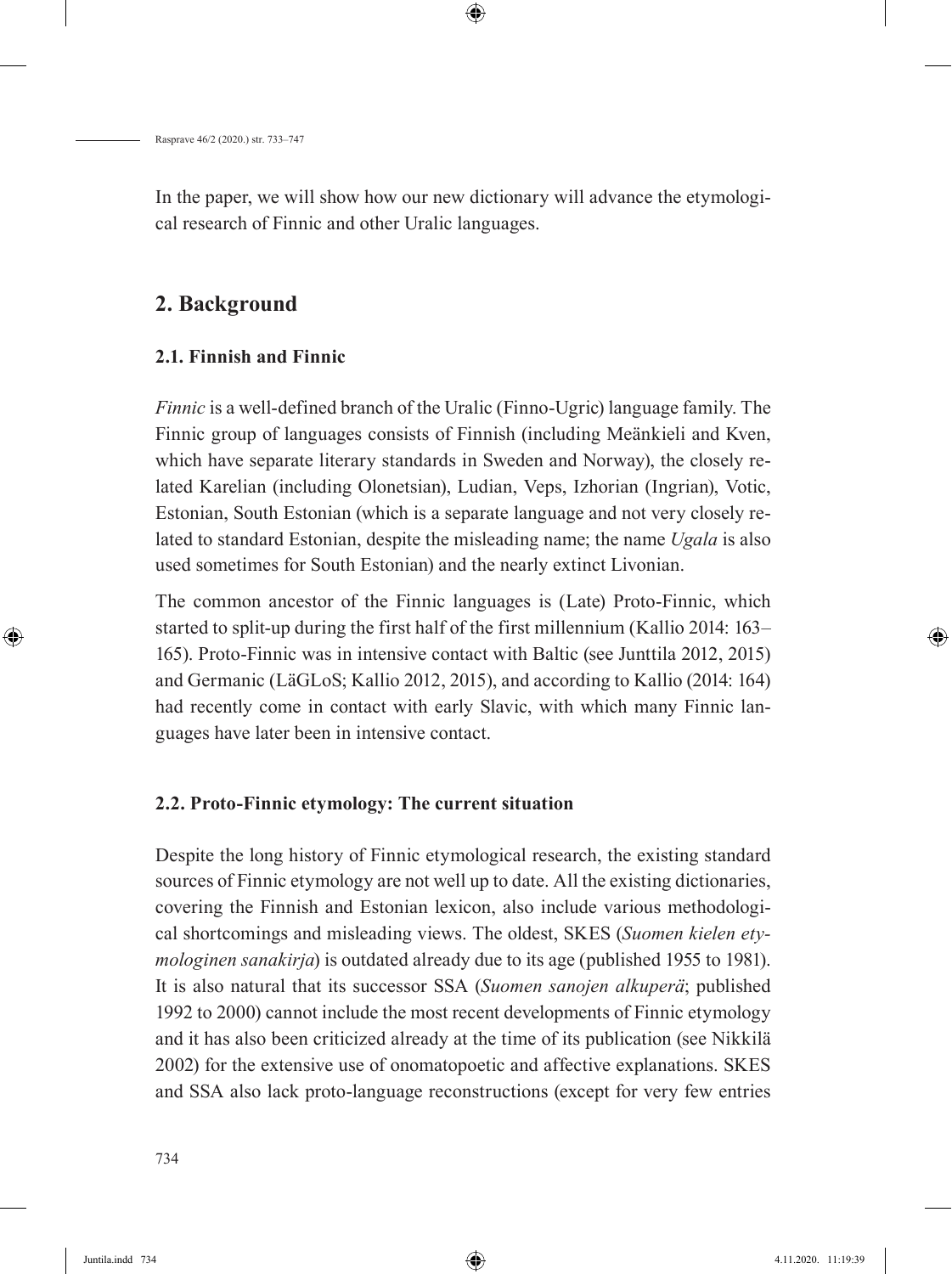In the paper, we will show how our new dictionary will advance the etymological research of Finnic and other Uralic languages.

## 2. Background

### 2.1. Finnish and Finnic

*Finnic* is a well-defined branch of the Uralic (Finno-Ugric) language family. The Finnic group of languages consists of Finnish (including Meänkieli and Kven, which have separate literary standards in Sweden and Norway), the closely related Karelian (including Olonetsian), Ludian, Veps, Izhorian (Ingrian), Votic, Estonian, South Estonian (which is a separate language and not very closely related to standard Estonian, despite the misleading name; the name *Ugala* is also used sometimes for South Estonian) and the nearly extinct Livonian.

The common ancestor of the Finnic languages is (Late) Proto-Finnic, which started to split-up during the first half of the first millennium (Kallio 2014: 163–165). Proto-Finnic was in intensive contact with Baltic (see Junttila 2012, 2015) and Germanic (LäGLoS; Kallio 2012, 2015), and according to Kallio (2014: 164) had recently come in contact with early Slavic, with which many Finnic languages have later been in intensive contact.

### 2.2. Proto-Finnic etymology: The current situation

Despite the long history of Finnic etymological research, the existing standard sources of Finnic etymology are not well up to date. All the existing dictionaries, covering the Finnish and Estonian lexicon, also include various methodological shortcomings and misleading views. The oldest, SKES (*Suomen kielen etymologinen sanakirja*) is outdated already due to its age (published 1955 to 1981). It is also natural that its successor SSA (*Suomen sanojen alkuperä*; published 1992 to 2000) cannot include the most recent developments of Finnic etymology and it has also been criticized already at the time of its publication (see Nikkilä 2002) for the extensive use of onomatopoetic and affective explanations. SKES and SSA also lack proto-language reconstructions (except for very few entries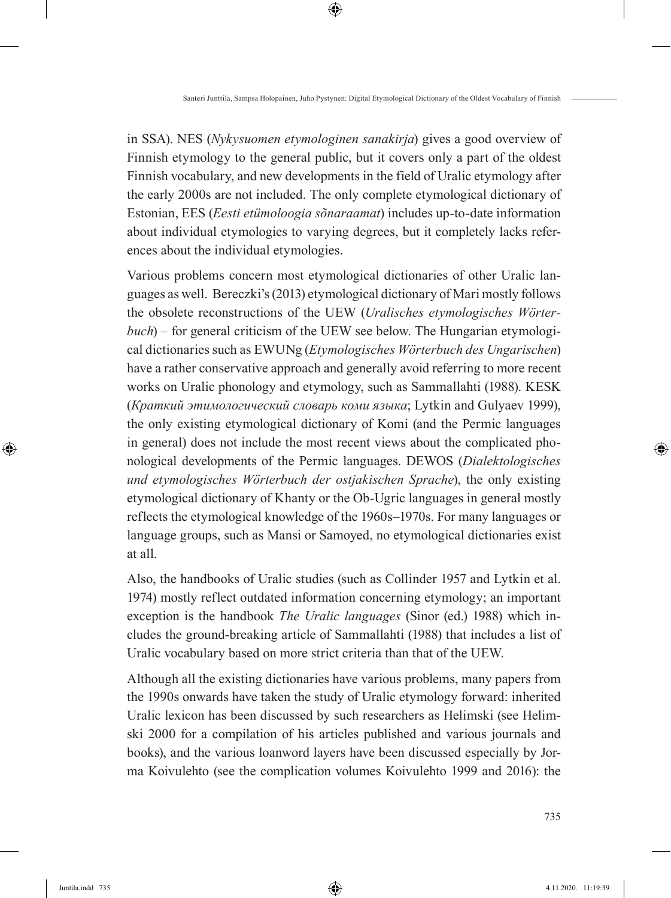in SSA). NES (*Nykysuomen etymologinen sanakirja*) gives a good overview of Finnish etymology to the general public, but it covers only a part of the oldest Finnish vocabulary, and new developments in the field of Uralic etymology after the early 2000s are not included. The only complete etymological dictionary of Estonian, EES (*Eesti etümoloogia sõnaraamat*) includes up-to-date information about individual etymologies to varying degrees, but it completely lacks references about the individual etymologies.

Various problems concern most etymological dictionaries of other Uralic languages as well. Bereczki's (2013) etymological dictionary of Mari mostly follows the obsolete reconstructions of the UEW (*Uralisches etymologisches Wörterbuch*) – for general criticism of the UEW see below. The Hungarian etymological dictionaries such as EWUNg (*Etymologisches Wörterbuch des Ungarischen*) have a rather conservative approach and generally avoid referring to more recent works on Uralic phonology and etymology, such as Sammallahti (1988). KESK (*Краткий этимологический словарь коми языка*; Lytkin and Gulyaev 1999), the only existing etymological dictionary of Komi (and the Permic languages in general) does not include the most recent views about the complicated phonological developments of the Permic languages. DEWOS (*Dialektologisches und etymologisches Wörterbuch der ostjakischen Sprache*), the only existing etymological dictionary of Khanty or the Ob-Ugric languages in general mostly reflects the etymological knowledge of the 1960s–1970s. For many languages or language groups, such as Mansi or Samoyed, no etymological dictionaries exist at all.

Also, the handbooks of Uralic studies (such as Collinder 1957 and Lytkin et al. 1974) mostly reflect outdated information concerning etymology; an important exception is the handbook *The Uralic languages* (Sinor (ed.) 1988) which includes the ground-breaking article of Sammallahti (1988) that includes a list of Uralic vocabulary based on more strict criteria than that of the UEW.

Although all the existing dictionaries have various problems, many papers from the 1990s onwards have taken the study of Uralic etymology forward: inherited Uralic lexicon has been discussed by such researchers as Helimski (see Helimski 2000 for a compilation of his articles published and various journals and books), and the various loanword layers have been discussed especially by Jorma Koivulehto (see the complication volumes Koivulehto 1999 and 2016): the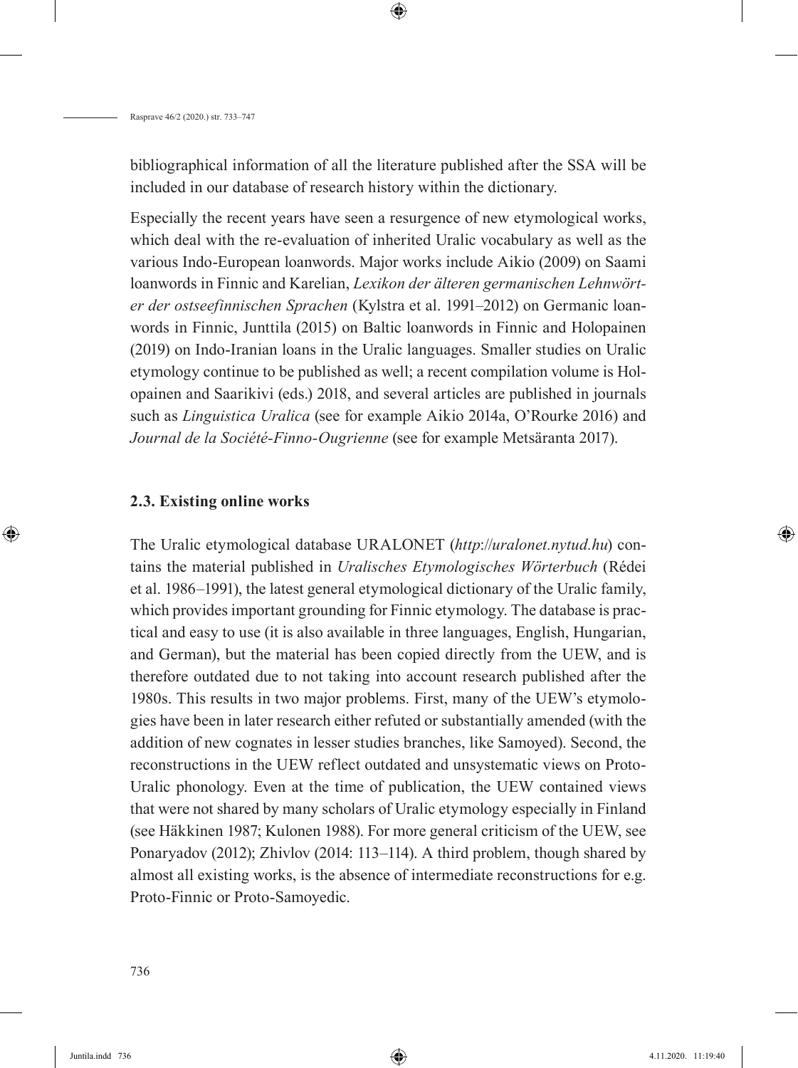bibliographical information of all the literature published after the SSA will be included in our database of research history within the dictionary.

Especially the recent years have seen a resurgence of new etymological works, which deal with the re-evaluation of inherited Uralic vocabulary as well as the various Indo-European loanwords. Major works include Aikio (2009) on Saami loanwords in Finnic and Karelian, *Lexikon der älteren germanischen Lehnwörter der ostseefinnischen Sprachen* (Kylstra et al. 1991–2012) on Germanic loanwords in Finnic, Junttila (2015) on Baltic loanwords in Finnic and Holopainen (2019) on Indo-Iranian loans in the Uralic languages. Smaller studies on Uralic etymology continue to be published as well; a recent compilation volume is Holopainen and Saarikivi (eds.) 2018, and several articles are published in journals such as *Linguistica Uralica* (see for example Aikio 2014a, O'Rourke 2016) and *Journal de la Société-Finno-Ougrienne* (see for example Metsäranta 2017).

### 2.3. Existing online works

The Uralic etymological database URALONET (*http://uralonet.nytud.hu*) contains the material published in *Uralisches Etymologisches Wörterbuch* (Rédei et al. 1986–1991), the latest general etymological dictionary of the Uralic family, which provides important grounding for Finnic etymology. The database is practical and easy to use (it is also available in three languages, English, Hungarian, and German), but the material has been copied directly from the UEW, and is therefore outdated due to not taking into account research published after the 1980s. This results in two major problems. First, many of the UEW's etymologies have been in later research either refuted or substantially amended (with the addition of new cognates in lesser studies branches, like Samoyed). Second, the reconstructions in the UEW reflect outdated and unsystematic views on Proto-Uralic phonology. Even at the time of publication, the UEW contained views that were not shared by many scholars of Uralic etymology especially in Finland (see Häkkinen 1987; Kulonen 1988). For more general criticism of the UEW, see Ponaryadov (2012); Zhivlov (2014: 113–114). A third problem, though shared by almost all existing works, is the absence of intermediate reconstructions for e.g. Proto-Finnic or Proto-Samoyedic.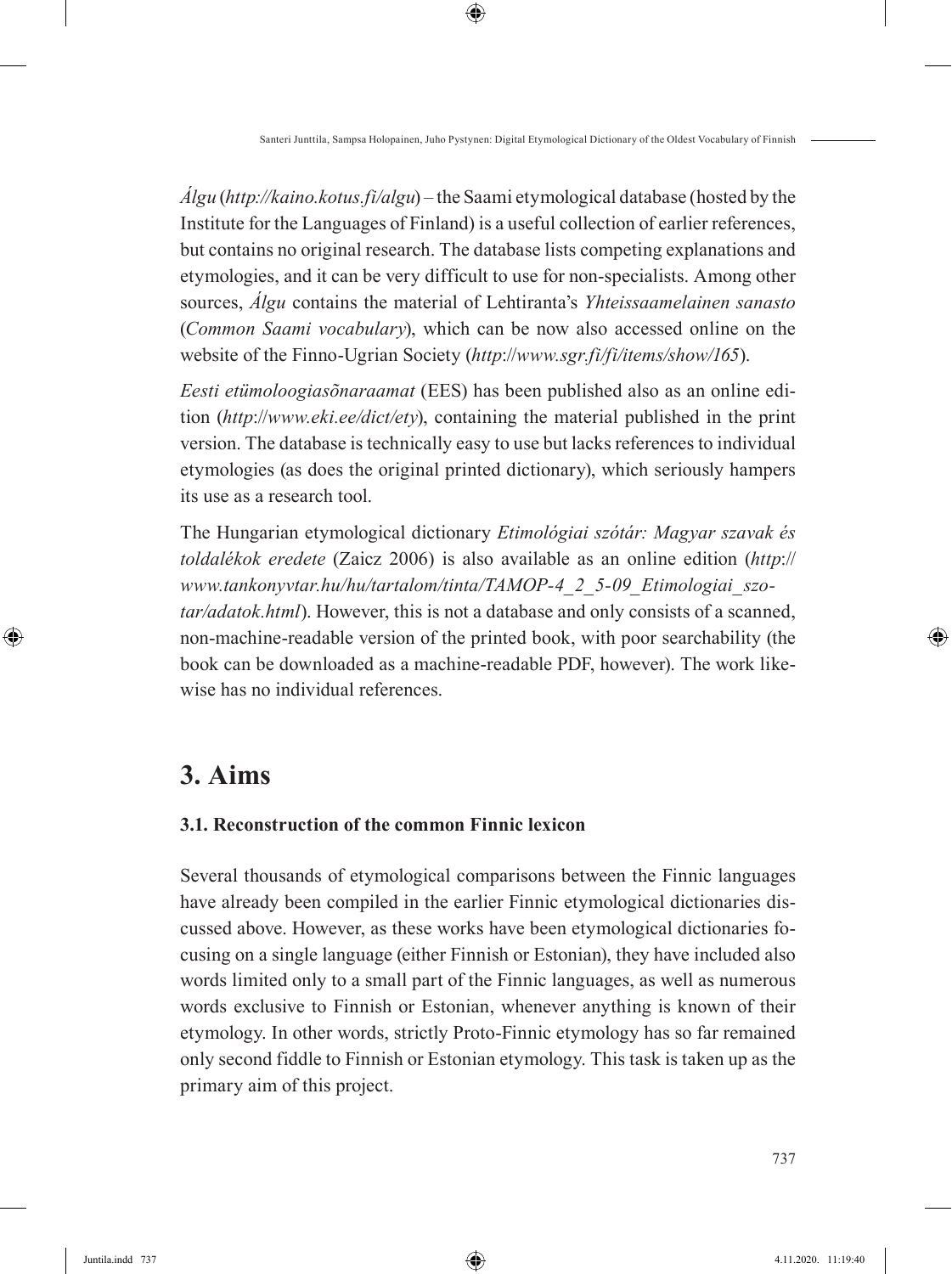*Álgu* (*http://kaino.kotus.fi/algu*) – the Saami etymological database (hosted by the Institute for the Languages of Finland) is a useful collection of earlier references, but contains no original research. The database lists competing explanations and etymologies, and it can be very difficult to use for non-specialists. Among other sources, *Álgu* contains the material of Lehtiranta's *Yhteissaamelainen sanasto* (*Common Saami vocabulary*), which can be now also accessed online on the website of the Finno-Ugrian Society (*http://www.sgr.fi/fi/items/show/165*).

*Eesti etümoloogiasõnaraamat* (EES) has been published also as an online edition (*http://www.eki.ee/dict/ety*), containing the material published in the print version. The database is technically easy to use but lacks references to individual etymologies (as does the original printed dictionary), which seriously hampers its use as a research tool.

The Hungarian etymological dictionary *Etimológiai szótár: Magyar szavak és toldalékok eredete* (Zaicz 2006) is also available as an online edition (*http://www.tankonyvtar.hu/hu/tartalom/tinta/TAMOP-4_2_5-09_Etimologiai_szotar/adatok.html*). However, this is not a database and only consists of a scanned, non-machine-readable version of the printed book, with poor searchability (the book can be downloaded as a machine-readable PDF, however). The work likewise has no individual references.

## 3. Aims

### 3.1. Reconstruction of the common Finnic lexicon

Several thousands of etymological comparisons between the Finnic languages have already been compiled in the earlier Finnic etymological dictionaries discussed above. However, as these works have been etymological dictionaries focusing on a single language (either Finnish or Estonian), they have included also words limited only to a small part of the Finnic languages, as well as numerous words exclusive to Finnish or Estonian, whenever anything is known of their etymology. In other words, strictly Proto-Finnic etymology has so far remained only second fiddle to Finnish or Estonian etymology. This task is taken up as the primary aim of this project.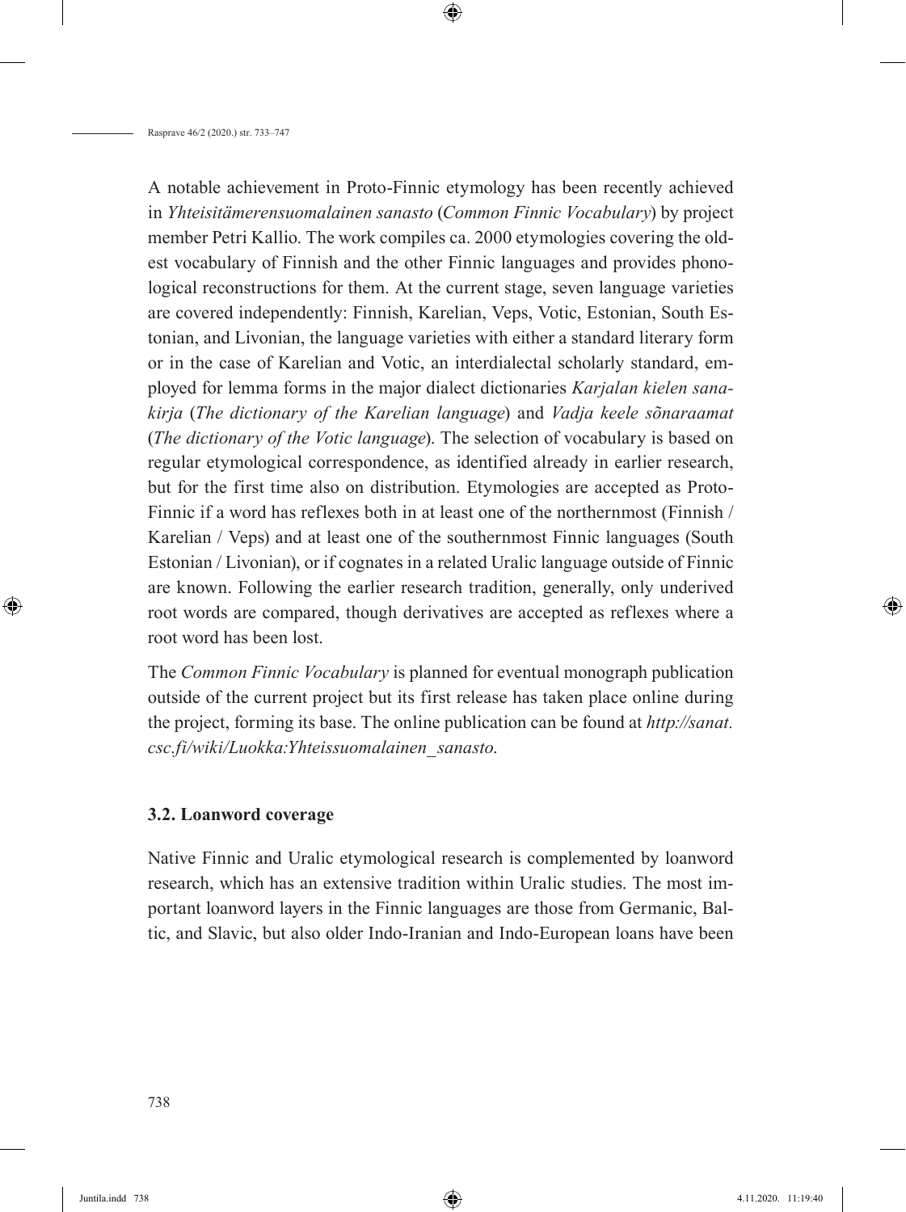A notable achievement in Proto-Finnic etymology has been recently achieved in *Yhteisitämerensuomalainen sanasto* (*Common Finnic Vocabulary*) by project member Petri Kallio. The work compiles ca. 2000 etymologies covering the oldest vocabulary of Finnish and the other Finnic languages and provides phonological reconstructions for them. At the current stage, seven language varieties are covered independently: Finnish, Karelian, Veps, Votic, Estonian, South Estonian, and Livonian, the language varieties with either a standard literary form or in the case of Karelian and Votic, an interdialectal scholarly standard, employed for lemma forms in the major dialect dictionaries *Karjalan kielen sanakirja* (*The dictionary of the Karelian language*) and *Vadja keele sõnaraamat* (*The dictionary of the Votic language*). The selection of vocabulary is based on regular etymological correspondence, as identified already in earlier research, but for the first time also on distribution. Etymologies are accepted as Proto-Finnic if a word has reflexes both in at least one of the northernmost (Finnish / Karelian / Veps) and at least one of the southernmost Finnic languages (South Estonian / Livonian), or if cognates in a related Uralic language outside of Finnic are known. Following the earlier research tradition, generally, only underived root words are compared, though derivatives are accepted as reflexes where a root word has been lost.

The *Common Finnic Vocabulary* is planned for eventual monograph publication outside of the current project but its first release has taken place online during the project, forming its base. The online publication can be found at *http://sanat.csc.fi/wiki/Luokka:Yhteissuomalainen_sanasto*.

### 3.2. Loanword coverage

Native Finnic and Uralic etymological research is complemented by loanword research, which has an extensive tradition within Uralic studies. The most important loanword layers in the Finnic languages are those from Germanic, Baltic, and Slavic, but also older Indo-Iranian and Indo-European loans have been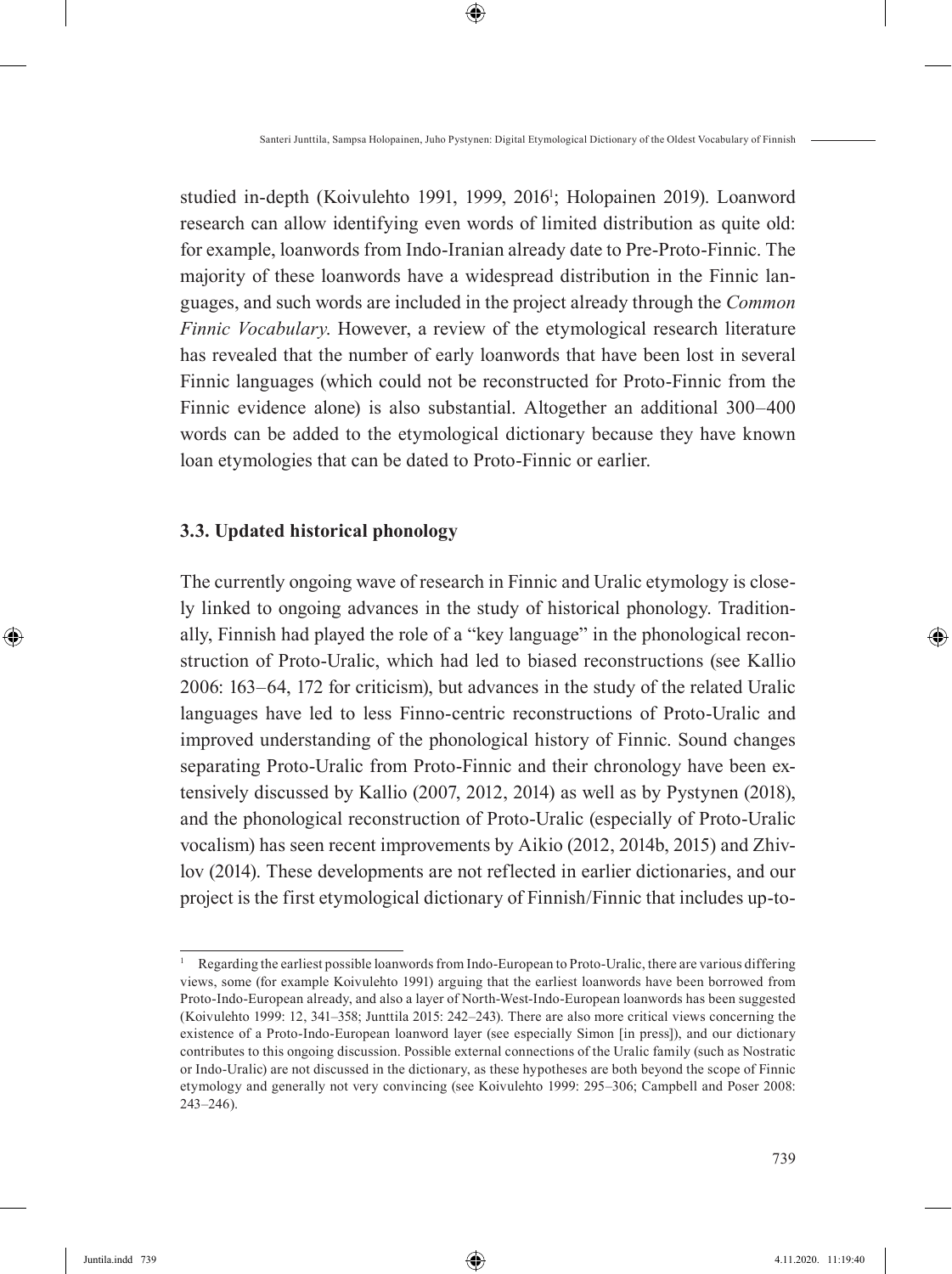studied in-depth (Koivulehto 1991, 1999, 2016[1]; Holopainen 2019). Loanword research can allow identifying even words of limited distribution as quite old: for example, loanwords from Indo-Iranian already date to Pre-Proto-Finnic. The majority of these loanwords have a widespread distribution in the Finnic languages, and such words are included in the project already through the *Common Finnic Vocabulary*. However, a review of the etymological research literature has revealed that the number of early loanwords that have been lost in several Finnic languages (which could not be reconstructed for Proto-Finnic from the Finnic evidence alone) is also substantial. Altogether an additional 300–400 words can be added to the etymological dictionary because they have known loan etymologies that can be dated to Proto-Finnic or earlier.

### 3.3. Updated historical phonology

The currently ongoing wave of research in Finnic and Uralic etymology is closely linked to ongoing advances in the study of historical phonology. Traditionally, Finnish had played the role of a "key language" in the phonological reconstruction of Proto-Uralic, which had led to biased reconstructions (see Kallio 2006: 163–64, 172 for criticism), but advances in the study of the related Uralic languages have led to less Finno-centric reconstructions of Proto-Uralic and improved understanding of the phonological history of Finnic. Sound changes separating Proto-Uralic from Proto-Finnic and their chronology have been extensively discussed by Kallio (2007, 2012, 2014) as well as by Pystynen (2018), and the phonological reconstruction of Proto-Uralic (especially of Proto-Uralic vocalism) has seen recent improvements by Aikio (2012, 2014b, 2015) and Zhivlov (2014). These developments are not reflected in earlier dictionaries, and our project is the first etymological dictionary of Finnish/Finnic that includes up-to-

---

[1] Regarding the earliest possible loanwords from Indo-European to Proto-Uralic, there are various differing views, some (for example Koivulehto 1991) arguing that the earliest loanwords have been borrowed from Proto-Indo-European already, and also a layer of North-West-Indo-European loanwords has been suggested (Koivulehto 1999: 12, 341–358; Junttila 2015: 242–243). There are also more critical views concerning the existence of a Proto-Indo-European loanword layer (see especially Simon [in press]), and our dictionary contributes to this ongoing discussion. Possible external connections of the Uralic family (such as Nostratic or Indo-Uralic) are not discussed in the dictionary, as these hypotheses are both beyond the scope of Finnic etymology and generally not very convincing (see Koivulehto 1999: 295–306; Campbell and Poser 2008: 243–246).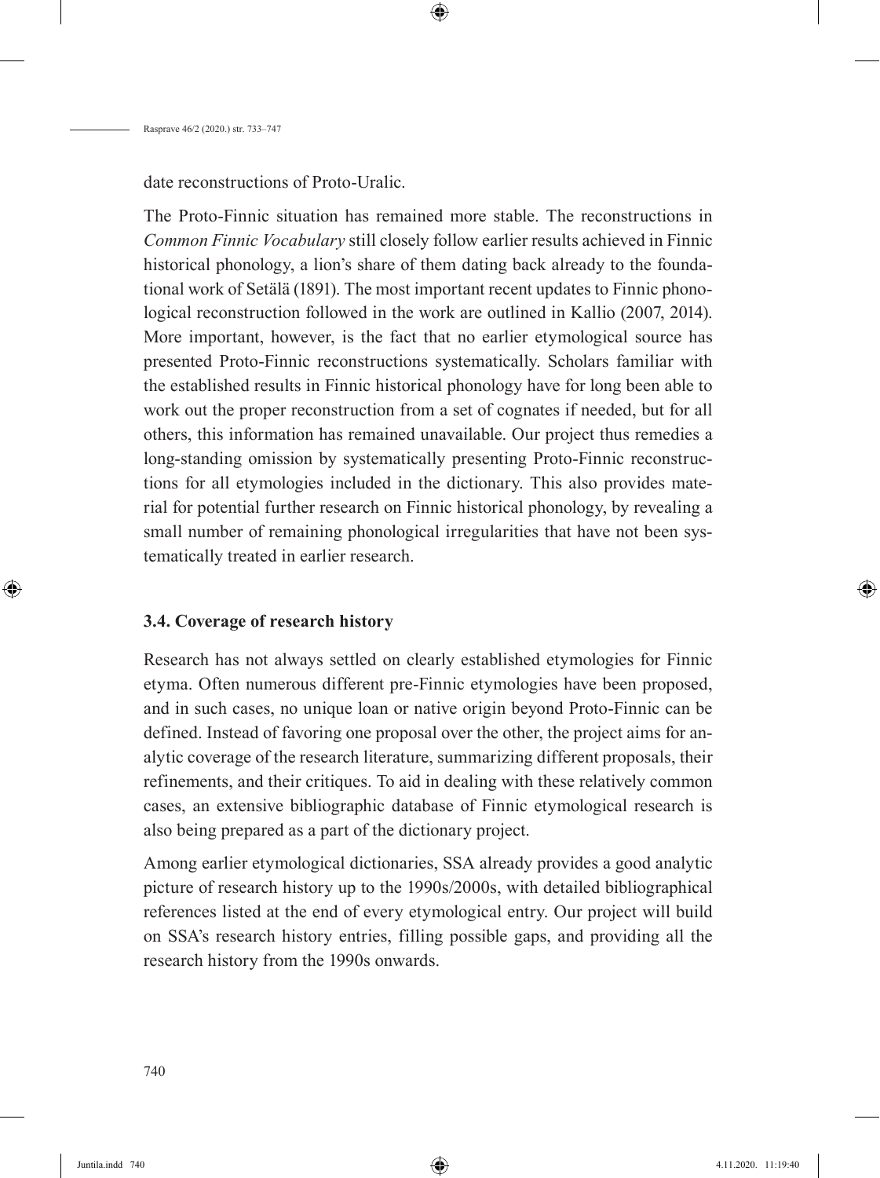date reconstructions of Proto-Uralic.

The Proto-Finnic situation has remained more stable. The reconstructions in *Common Finnic Vocabulary* still closely follow earlier results achieved in Finnic historical phonology, a lion's share of them dating back already to the foundational work of Setälä (1891). The most important recent updates to Finnic phonological reconstruction followed in the work are outlined in Kallio (2007, 2014). More important, however, is the fact that no earlier etymological source has presented Proto-Finnic reconstructions systematically. Scholars familiar with the established results in Finnic historical phonology have for long been able to work out the proper reconstruction from a set of cognates if needed, but for all others, this information has remained unavailable. Our project thus remedies a long-standing omission by systematically presenting Proto-Finnic reconstructions for all etymologies included in the dictionary. This also provides material for potential further research on Finnic historical phonology, by revealing a small number of remaining phonological irregularities that have not been systematically treated in earlier research.

### 3.4. Coverage of research history

Research has not always settled on clearly established etymologies for Finnic etyma. Often numerous different pre-Finnic etymologies have been proposed, and in such cases, no unique loan or native origin beyond Proto-Finnic can be defined. Instead of favoring one proposal over the other, the project aims for analytic coverage of the research literature, summarizing different proposals, their refinements, and their critiques. To aid in dealing with these relatively common cases, an extensive bibliographic database of Finnic etymological research is also being prepared as a part of the dictionary project.

Among earlier etymological dictionaries, SSA already provides a good analytic picture of research history up to the 1990s/2000s, with detailed bibliographical references listed at the end of every etymological entry. Our project will build on SSA's research history entries, filling possible gaps, and providing all the research history from the 1990s onwards.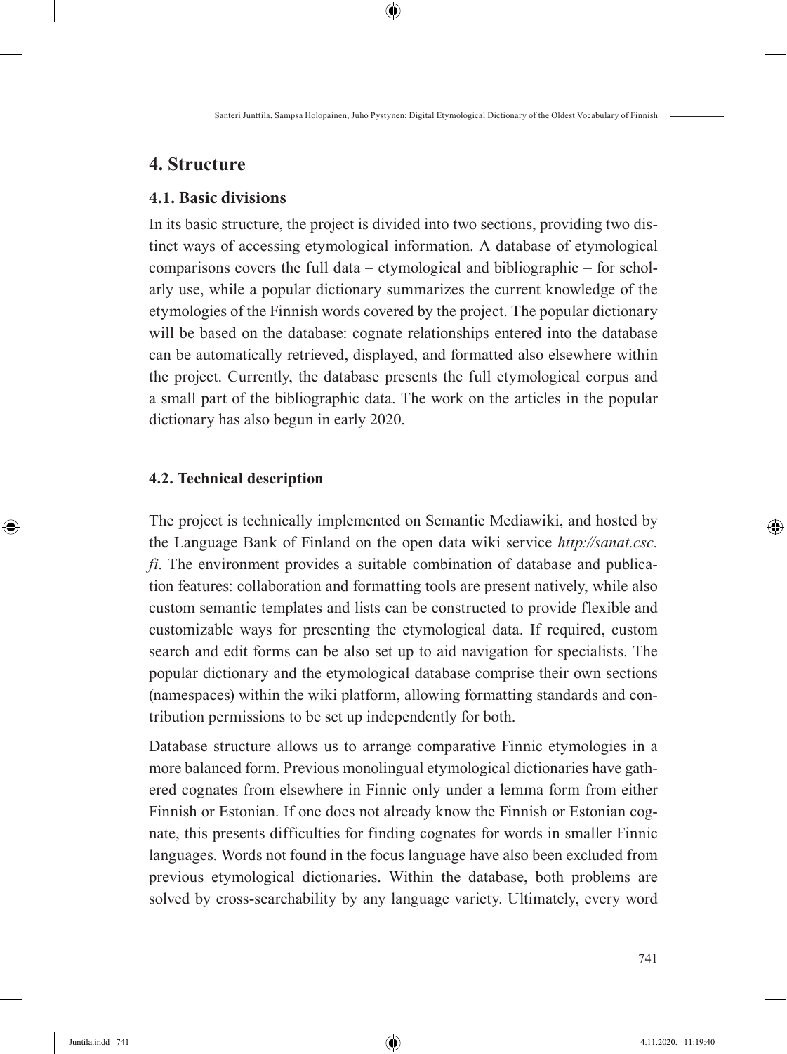## 4. Structure

### 4.1. Basic divisions

In its basic structure, the project is divided into two sections, providing two distinct ways of accessing etymological information. A database of etymological comparisons covers the full data – etymological and bibliographic – for scholarly use, while a popular dictionary summarizes the current knowledge of the etymologies of the Finnish words covered by the project. The popular dictionary will be based on the database: cognate relationships entered into the database can be automatically retrieved, displayed, and formatted also elsewhere within the project. Currently, the database presents the full etymological corpus and a small part of the bibliographic data. The work on the articles in the popular dictionary has also begun in early 2020.

### 4.2. Technical description

The project is technically implemented on Semantic Mediawiki, and hosted by the Language Bank of Finland on the open data wiki service *http://sanat.csc.fi*. The environment provides a suitable combination of database and publication features: collaboration and formatting tools are present natively, while also custom semantic templates and lists can be constructed to provide flexible and customizable ways for presenting the etymological data. If required, custom search and edit forms can be also set up to aid navigation for specialists. The popular dictionary and the etymological database comprise their own sections (namespaces) within the wiki platform, allowing formatting standards and contribution permissions to be set up independently for both.

Database structure allows us to arrange comparative Finnic etymologies in a more balanced form. Previous monolingual etymological dictionaries have gathered cognates from elsewhere in Finnic only under a lemma form from either Finnish or Estonian. If one does not already know the Finnish or Estonian cognate, this presents difficulties for finding cognates for words in smaller Finnic languages. Words not found in the focus language have also been excluded from previous etymological dictionaries. Within the database, both problems are solved by cross-searchability by any language variety. Ultimately, every word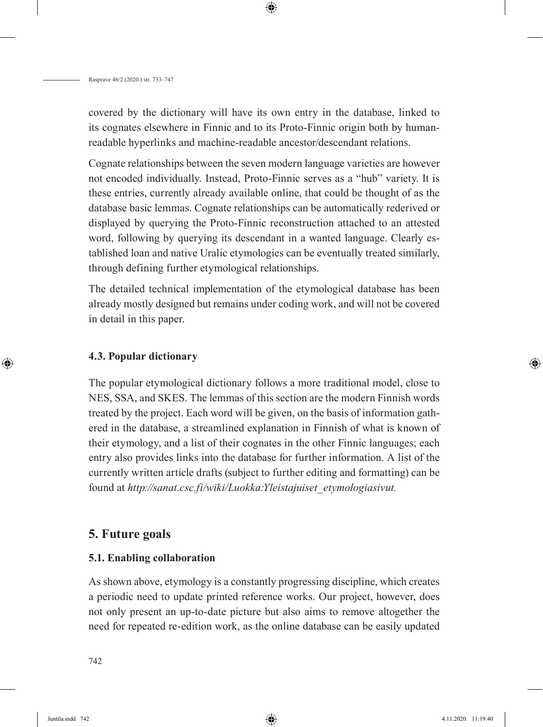covered by the dictionary will have its own entry in the database, linked to its cognates elsewhere in Finnic and to its Proto-Finnic origin both by human-readable hyperlinks and machine-readable ancestor/descendant relations.

Cognate relationships between the seven modern language varieties are however not encoded individually. Instead, Proto-Finnic serves as a "hub" variety. It is these entries, currently already available online, that could be thought of as the database basic lemmas. Cognate relationships can be automatically rederived or displayed by querying the Proto-Finnic reconstruction attached to an attested word, following by querying its descendant in a wanted language. Clearly established loan and native Uralic etymologies can be eventually treated similarly, through defining further etymological relationships.

The detailed technical implementation of the etymological database has been already mostly designed but remains under coding work, and will not be covered in detail in this paper.

### 4.3. Popular dictionary

The popular etymological dictionary follows a more traditional model, close to NES, SSA, and SKES. The lemmas of this section are the modern Finnish words treated by the project. Each word will be given, on the basis of information gathered in the database, a streamlined explanation in Finnish of what is known of their etymology, and a list of their cognates in the other Finnic languages; each entry also provides links into the database for further information. A list of the currently written article drafts (subject to further editing and formatting) can be found at *http://sanat.csc.fi/wiki/Luokka:Yleistajuiset_etymologiasivut.*

## 5. Future goals

### 5.1. Enabling collaboration

As shown above, etymology is a constantly progressing discipline, which creates a periodic need to update printed reference works. Our project, however, does not only present an up-to-date picture but also aims to remove altogether the need for repeated re-edition work, as the online database can be easily updated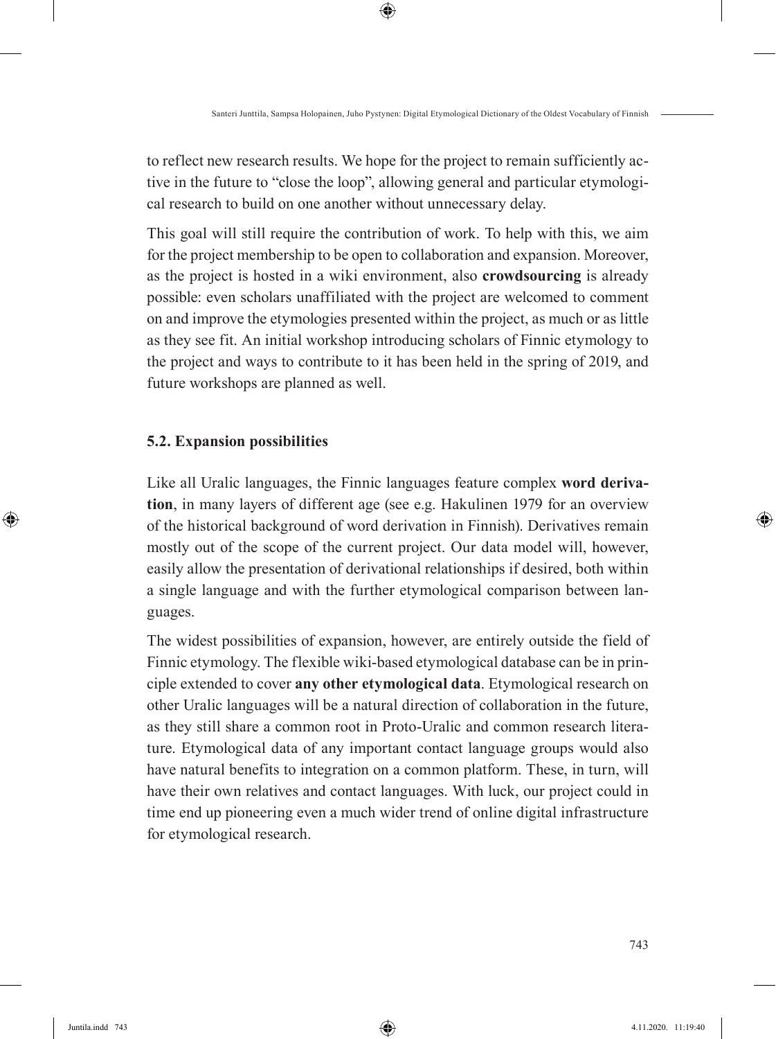to reflect new research results. We hope for the project to remain sufficiently active in the future to "close the loop", allowing general and particular etymological research to build on one another without unnecessary delay.

This goal will still require the contribution of work. To help with this, we aim for the project membership to be open to collaboration and expansion. Moreover, as the project is hosted in a wiki environment, also **crowdsourcing** is already possible: even scholars unaffiliated with the project are welcomed to comment on and improve the etymologies presented within the project, as much or as little as they see fit. An initial workshop introducing scholars of Finnic etymology to the project and ways to contribute to it has been held in the spring of 2019, and future workshops are planned as well.

### 5.2. Expansion possibilities

Like all Uralic languages, the Finnic languages feature complex **word derivation**, in many layers of different age (see e.g. Hakulinen 1979 for an overview of the historical background of word derivation in Finnish). Derivatives remain mostly out of the scope of the current project. Our data model will, however, easily allow the presentation of derivational relationships if desired, both within a single language and with the further etymological comparison between languages.

The widest possibilities of expansion, however, are entirely outside the field of Finnic etymology. The flexible wiki-based etymological database can be in principle extended to cover **any other etymological data**. Etymological research on other Uralic languages will be a natural direction of collaboration in the future, as they still share a common root in Proto-Uralic and common research literature. Etymological data of any important contact language groups would also have natural benefits to integration on a common platform. These, in turn, will have their own relatives and contact languages. With luck, our project could in time end up pioneering even a much wider trend of online digital infrastructure for etymological research.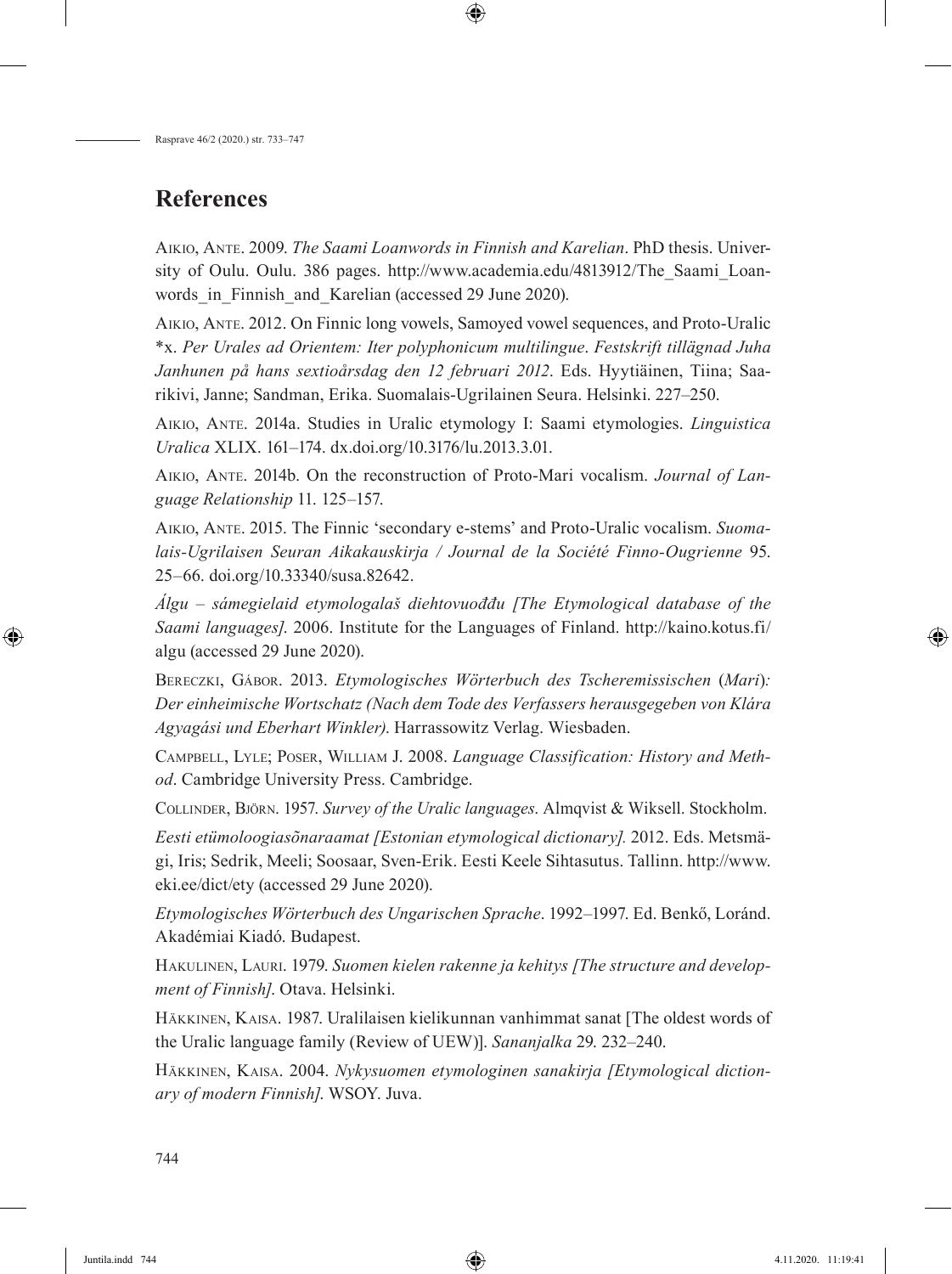## References

Aikio, Ante. 2009. *The Saami Loanwords in Finnish and Karelian*. PhD thesis. University of Oulu. Oulu. 386 pages. http://www.academia.edu/4813912/The_Saami_Loanwords_in_Finnish_and_Karelian (accessed 29 June 2020).

Aikio, Ante. 2012. On Finnic long vowels, Samoyed vowel sequences, and Proto-Uralic *x. *Per Urales ad Orientem: Iter polyphonicum multilingue. Festskrift tillägnad Juha Janhunen på hans sextioårsdag den 12 februari 2012*. Eds. Hyytiäinen, Tiina; Saarikivi, Janne; Sandman, Erika. Suomalais-Ugrilainen Seura. Helsinki. 227–250.

Aikio, Ante. 2014a. Studies in Uralic etymology I: Saami etymologies. *Linguistica Uralica* XLIX. 161–174. dx.doi.org/10.3176/lu.2013.3.01.

Aikio, Ante. 2014b. On the reconstruction of Proto-Mari vocalism. *Journal of Language Relationship* 11. 125–157.

Aikio, Ante. 2015. The Finnic 'secondary e-stems' and Proto-Uralic vocalism. *Suomalais-Ugrilaisen Seuran Aikakauskirja / Journal de la Société Finno-Ougrienne* 95. 25–66. doi.org/10.33340/susa.82642.

*Álgu – sámegielaid etymologalaš diehtovuođđu [The Etymological database of the Saami languages]*. 2006. Institute for the Languages of Finland. http://kaino.kotus.fi/algu (accessed 29 June 2020).

Bereczki, Gábor. 2013. *Etymologisches Wörterbuch des Tscheremissischen* (*Mari*)*: Der einheimische Wortschatz (Nach dem Tode des Verfassers herausgegeben von Klára Agyagási und Eberhart Winkler)*. Harrassowitz Verlag. Wiesbaden.

Campbell, Lyle; Poser, William J. 2008. *Language Classification: History and Method*. Cambridge University Press. Cambridge.

Collinder, Björn. 1957. *Survey of the Uralic languages*. Almqvist & Wiksell. Stockholm.

*Eesti etümoloogiasõnaraamat [Estonian etymological dictionary].* 2012. Eds. Metsmägi, Iris; Sedrik, Meeli; Soosaar, Sven-Erik. Eesti Keele Sihtasutus. Tallinn. http://www.eki.ee/dict/ety (accessed 29 June 2020).

*Etymologisches Wörterbuch des Ungarischen Sprache*. 1992–1997. Ed. Benkő, Loránd. Akadémiai Kiadó. Budapest.

Hakulinen, Lauri. 1979. *Suomen kielen rakenne ja kehitys [The structure and development of Finnish]*. Otava. Helsinki.

Häkkinen, Kaisa. 1987. Uralilaisen kielikunnan vanhimmat sanat [The oldest words of the Uralic language family (Review of UEW)]. *Sananjalka* 29. 232–240.

Häkkinen, Kaisa. 2004. *Nykysuomen etymologinen sanakirja [Etymological dictionary of modern Finnish]*. WSOY. Juva.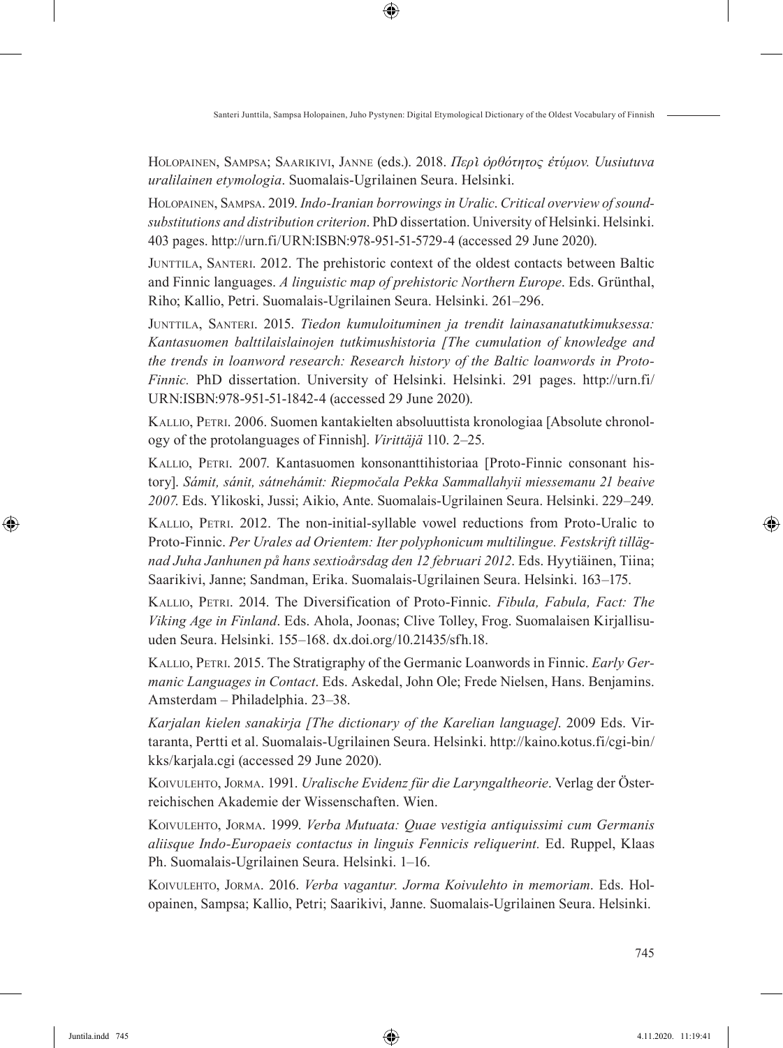Holopainen, Sampsa; Saarikivi, Janne (eds.). 2018. *Περὶ ὀρθότητος ἐτύμον. Uusiutuva uralilainen etymologia*. Suomalais-Ugrilainen Seura. Helsinki.

Holopainen, Sampsa. 2019. *Indo-Iranian borrowings in Uralic. Critical overview of sound-substitutions and distribution criterion*. PhD dissertation. University of Helsinki. Helsinki. 403 pages. http://urn.fi/URN:ISBN:978-951-51-5729-4 (accessed 29 June 2020).

Junttila, Santeri. 2012. The prehistoric context of the oldest contacts between Baltic and Finnic languages. *A linguistic map of prehistoric Northern Europe*. Eds. Grünthal, Riho; Kallio, Petri. Suomalais-Ugrilainen Seura. Helsinki. 261–296.

Junttila, Santeri. 2015. *Tiedon kumuloituminen ja trendit lainasanatutkimuksessa: Kantasuomen balttilaislainojen tutkimushistoria [The cumulation of knowledge and the trends in loanword research: Research history of the Baltic loanwords in Proto-Finnic.* PhD dissertation. University of Helsinki. Helsinki. 291 pages. http://urn.fi/URN:ISBN:978-951-51-1842-4 (accessed 29 June 2020).

Kallio, Petri. 2006. Suomen kantakielten absoluuttista kronologiaa [Absolute chronology of the protolanguages of Finnish]. *Virittäjä* 110. 2–25.

Kallio, Petri. 2007. Kantasuomen konsonanttihistoriaa [Proto-Finnic consonant history]. *Sámit, sánit, sátnehámit: Riepmočala Pekka Sammallahyii miessemanu 21 beaive 2007.* Eds. Ylikoski, Jussi; Aikio, Ante. Suomalais-Ugrilainen Seura. Helsinki. 229–249.

Kallio, Petri. 2012. The non-initial-syllable vowel reductions from Proto-Uralic to Proto-Finnic. *Per Urales ad Orientem: Iter polyphonicum multilingue. Festskrift tillägnad Juha Janhunen på hans sextioårsdag den 12 februari 2012*. Eds. Hyytiäinen, Tiina; Saarikivi, Janne; Sandman, Erika. Suomalais-Ugrilainen Seura. Helsinki. 163–175.

Kallio, Petri. 2014. The Diversification of Proto-Finnic. *Fibula, Fabula, Fact: The Viking Age in Finland*. Eds. Ahola, Joonas; Clive Tolley, Frog. Suomalaisen Kirjallisuuden Seura. Helsinki. 155–168. dx.doi.org/10.21435/sfh.18.

Kallio, Petri. 2015. The Stratigraphy of the Germanic Loanwords in Finnic. *Early Germanic Languages in Contact*. Eds. Askedal, John Ole; Frede Nielsen, Hans. Benjamins. Amsterdam – Philadelphia. 23–38.

*Karjalan kielen sanakirja [The dictionary of the Karelian language]*. 2009 Eds. Virtaranta, Pertti et al. Suomalais-Ugrilainen Seura. Helsinki. http://kaino.kotus.fi/cgi-bin/kks/karjala.cgi (accessed 29 June 2020).

Koivulehto, Jorma. 1991. *Uralische Evidenz für die Laryngaltheorie*. Verlag der Österreichischen Akademie der Wissenschaften. Wien.

Koivulehto, Jorma. 1999. *Verba Mutuata: Quae vestigia antiquissimi cum Germanis aliisque Indo-Europaeis contactus in linguis Fennicis reliquerint.* Ed. Ruppel, Klaas Ph. Suomalais-Ugrilainen Seura. Helsinki. 1–16.

Koivulehto, Jorma. 2016. *Verba vagantur. Jorma Koivulehto in memoriam*. Eds. Holopainen, Sampsa; Kallio, Petri; Saarikivi, Janne. Suomalais-Ugrilainen Seura. Helsinki.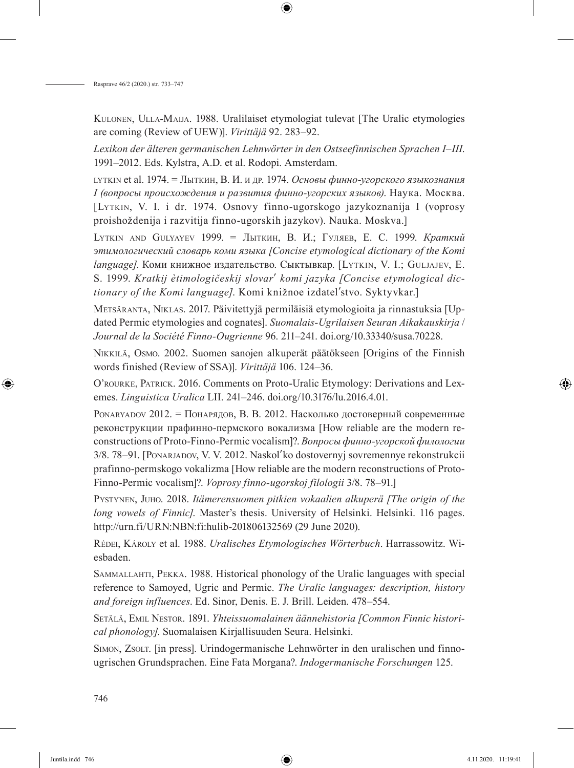Kulonen, Ulla-Maija. 1988. Uralilaiset etymologiat tulevat [The Uralic etymologies are coming (Review of UEW)]. *Virittäjä* 92. 283–92.

*Lexikon der älteren germanischen Lehnwörter in den Ostseefinnischen Sprachen I–III*. 1991–2012. Eds. Kylstra, A.D. et al. Rodopi. Amsterdam.

lytkin et al. 1974. = Лыткин, В. И. и др. 1974. *Основы финно-угорского языкознания I (вопросы происхождения и развития финно-угорских языков)*. Наука. Москва. [Lytkin, V. I. i dr. 1974. Osnovy finno-ugorskogo jazykoznanija I (voprosy proishoždenija i razvitija finno-ugorskih jazykov). Nauka. Moskva.]

Lytkin and Gulyayev 1999. = Лыткин, В. И.; Гуляев, Е. С. 1999. *Краткий этимологический словарь коми языка [Concise etymological dictionary of the Komi language]*. Коми книжное издательство. Сыктывкар. [Lytkin, V. I.; Guljajev, E. S. 1999. *Kratkij ètimologičeskij slovarʹ komi jazyka [Concise etymological dictionary of the Komi language]*. Komi knižnoe izdatelʹstvo. Syktyvkar.]

Metsäranta, Niklas. 2017. Päivitettyjä permiläisiä etymologioita ja rinnastuksia [Updated Permic etymologies and cognates]. *Suomalais-Ugrilaisen Seuran Aikakauskirja / Journal de la Société Finno-Ougrienne* 96. 211–241. doi.org/10.33340/susa.70228.

Nikkilä, Osmo. 2002. Suomen sanojen alkuperät päätökseen [Origins of the Finnish words finished (Review of SSA)]. *Virittäjä* 106. 124–36.

O'rourke, Patrick. 2016. Comments on Proto-Uralic Etymology: Derivations and Lexemes. *Linguistica Uralica* LII. 241–246. doi.org/10.3176/lu.2016.4.01.

Ponaryadov 2012. = Понарядов, В. В. 2012. Насколько достоверный современные реконструкции прафинно-пермского вокализма [How reliable are the modern reconstructions of Proto-Finno-Permic vocalism]?. *Вопросы финно-угорской филологии* 3/8. 78–91. [Ponarjadov, V. V. 2012. Naskolʹko dostovernyj sovremennye rekonstrukcii prafinno-permskogo vokalizma [How reliable are the modern reconstructions of Proto-Finno-Permic vocalism]?. *Voprosy finno-ugorskoj filologii* 3/8. 78–91.]

Pystynen, Juho. 2018. *Itämerensuomen pitkien vokaalien alkuperä [The origin of the long vowels of Finnic]*. Master's thesis. University of Helsinki. Helsinki. 116 pages. http://urn.fi/URN:NBN:fi:hulib-201806132569 (29 June 2020).

Rédei, Károly et al. 1988. *Uralisches Etymologisches Wörterbuch*. Harrassowitz. Wiesbaden.

Sammallahti, Pekka. 1988. Historical phonology of the Uralic languages with special reference to Samoyed, Ugric and Permic. *The Uralic languages: description, history and foreign influences*. Ed. Sinor, Denis. E. J. Brill. Leiden. 478–554.

Setälä, Emil Nestor. 1891. *Yhteissuomalainen äännehistoria [Common Finnic historical phonology]*. Suomalaisen Kirjallisuuden Seura. Helsinki.

Simon, Zsolt. [in press]. Urindogermanische Lehnwörter in den uralischen und finno-ugrischen Grundsprachen. Eine Fata Morgana?. *Indogermanische Forschungen* 125.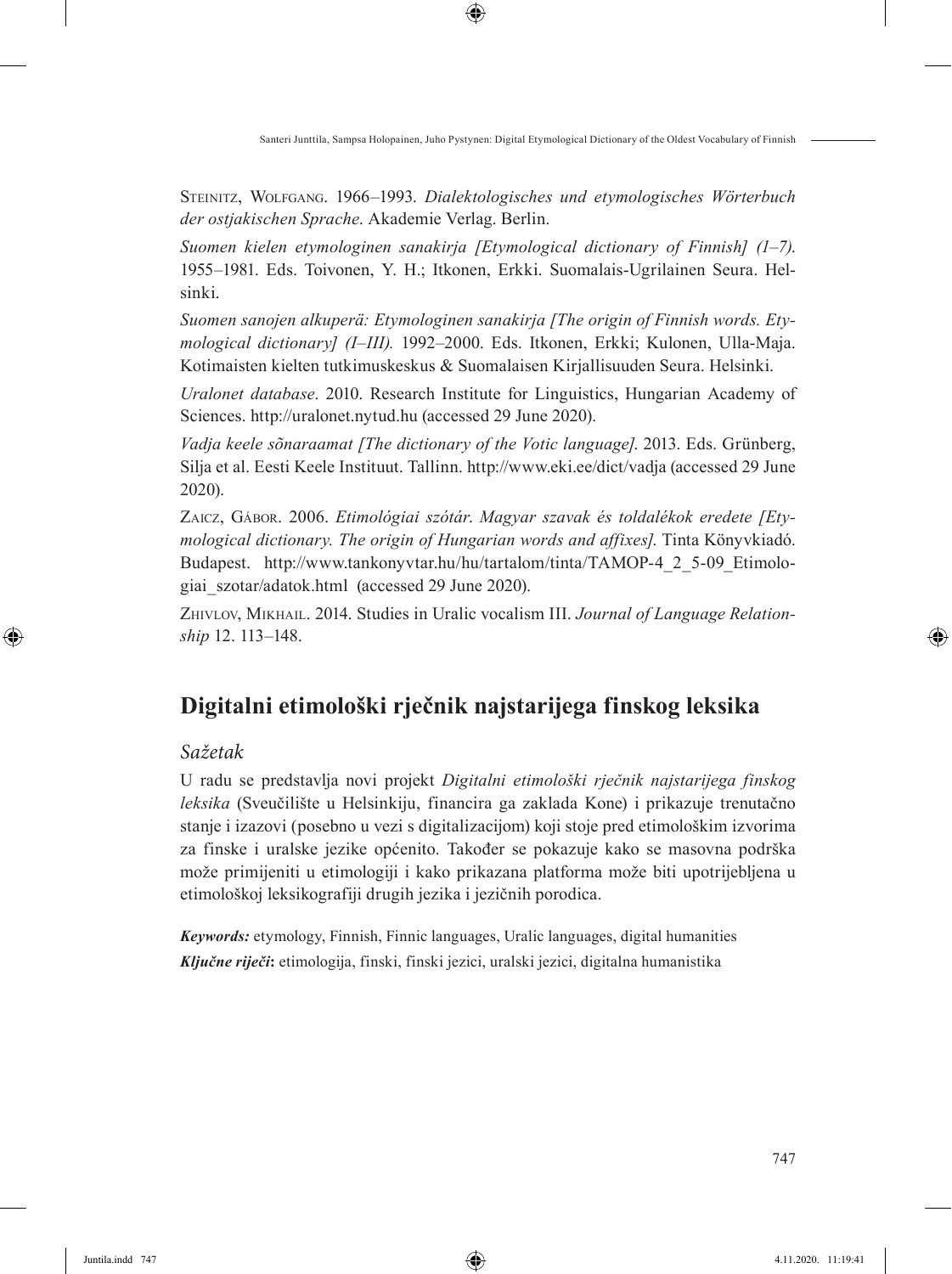Steinitz, Wolfgang. 1966–1993. *Dialektologisches und etymologisches Wörterbuch der ostjakischen Sprache*. Akademie Verlag. Berlin.

*Suomen kielen etymologinen sanakirja [Etymological dictionary of Finnish] (1–7).* 1955–1981. Eds. Toivonen, Y. H.; Itkonen, Erkki. Suomalais-Ugrilainen Seura. Helsinki.

*Suomen sanojen alkuperä: Etymologinen sanakirja [The origin of Finnish words. Etymological dictionary] (I–III).* 1992–2000. Eds. Itkonen, Erkki; Kulonen, Ulla-Maja. Kotimaisten kielten tutkimuskeskus & Suomalaisen Kirjallisuuden Seura. Helsinki.

*Uralonet database*. 2010. Research Institute for Linguistics, Hungarian Academy of Sciences. http://uralonet.nytud.hu (accessed 29 June 2020).

*Vadja keele sõnaraamat [The dictionary of the Votic language]*. 2013. Eds. Grünberg, Silja et al. Eesti Keele Instituut. Tallinn. http://www.eki.ee/dict/vadja (accessed 29 June 2020).

Zaicz, Gábor. 2006. *Etimológiai szótár. Magyar szavak és toldalékok eredete [Etymological dictionary. The origin of Hungarian words and affixes].* Tinta Könyvkiadó. Budapest. http://www.tankonyvtar.hu/hu/tartalom/tinta/TAMOP-4_2_5-09_Etimologiai_szotar/adatok.html (accessed 29 June 2020).

Zhivlov, Mikhail. 2014. Studies in Uralic vocalism III. *Journal of Language Relationship* 12. 113–148.

## Digitalni etimološki rječnik najstarijega finskog leksika

### *Sažetak*

U radu se predstavlja novi projekt *Digitalni etimološki rječnik najstarijega finskog leksika* (Sveučilište u Helsinkiju, financira ga zaklada Kone) i prikazuje trenutačno stanje i izazovi (posebno u vezi s digitalizacijom) koji stoje pred etimološkim izvorima za finske i uralske jezike općenito. Također se pokazuje kako se masovna podrška može primijeniti u etimologiji i kako prikazana platforma može biti upotrijebljena u etimološkoj leksikografiji drugih jezika i jezičnih porodica.

***Keywords:*** etymology, Finnish, Finnic languages, Uralic languages, digital humanities

***Ključne riječi*:** etimologija, finski, finski jezici, uralski jezici, digitalna humanistika